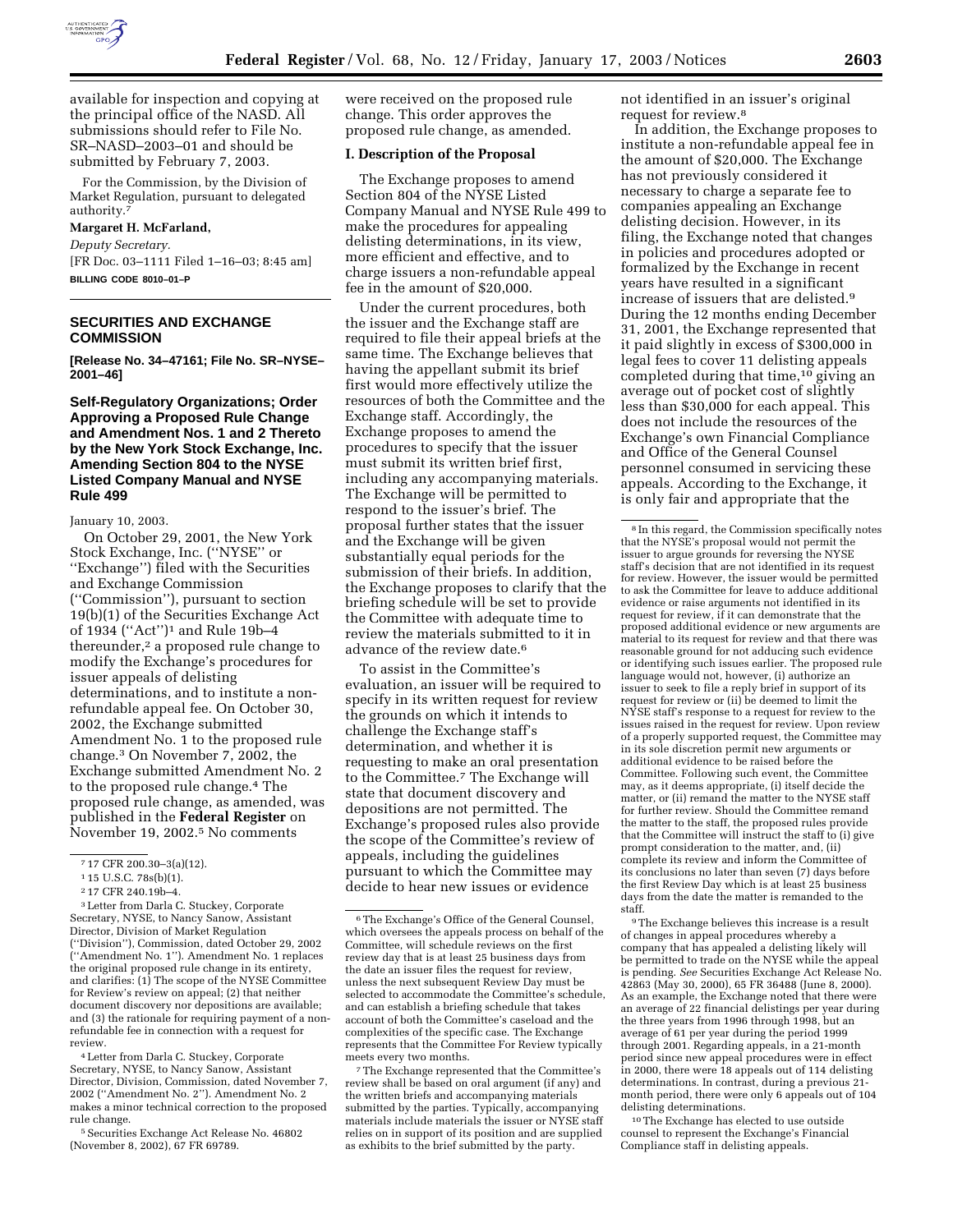available for inspection and copying at the principal office of the NASD. All submissions should refer to File No. SR–NASD–2003–01 and should be submitted by February 7, 2003.

For the Commission, by the Division of Market Regulation, pursuant to delegated authority.[7]

**Margaret H. McFarland,**

*Deputy Secretary.*

[FR Doc. 03–1111 Filed 1–16–03; 8:45 am]

**BILLING CODE 8010–01–P**

## SECURITIES AND EXCHANGE COMMISSION

**[Release No. 34–47161; File No. SR–NYSE–2001–46]**

## Self-Regulatory Organizations; Order Approving a Proposed Rule Change and Amendment Nos. 1 and 2 Thereto by the New York Stock Exchange, Inc. Amending Section 804 to the NYSE Listed Company Manual and NYSE Rule 499

January 10, 2003.

On October 29, 2001, the New York Stock Exchange, Inc. (''NYSE'' or ''Exchange'') filed with the Securities and Exchange Commission (''Commission''), pursuant to section 19(b)(1) of the Securities Exchange Act of 1934 (''Act'')[1] and Rule 19b–4 thereunder,[2] a proposed rule change to modify the Exchange's procedures for issuer appeals of delisting determinations, and to institute a non-refundable appeal fee. On October 30, 2002, the Exchange submitted Amendment No. 1 to the proposed rule change.[3] On November 7, 2002, the Exchange submitted Amendment No. 2 to the proposed rule change.[4] The proposed rule change, as amended, was published in the **Federal Register** on November 19, 2002.[5] No comments were received on the proposed rule change. This order approves the proposed rule change, as amended.

### I. Description of the Proposal

The Exchange proposes to amend Section 804 of the NYSE Listed Company Manual and NYSE Rule 499 to make the procedures for appealing delisting determinations, in its view, more efficient and effective, and to charge issuers a non-refundable appeal fee in the amount of $20,000.

Under the current procedures, both the issuer and the Exchange staff are required to file their appeal briefs at the same time. The Exchange believes that having the appellant submit its brief first would more effectively utilize the resources of both the Committee and the Exchange staff. Accordingly, the Exchange proposes to amend the procedures to specify that the issuer must submit its written brief first, including any accompanying materials. The Exchange will be permitted to respond to the issuer's brief. The proposal further states that the issuer and the Exchange will be given substantially equal periods for the submission of their briefs. In addition, the Exchange proposes to clarify that the briefing schedule will be set to provide the Committee with adequate time to review the materials submitted to it in advance of the review date.[6]

To assist in the Committee's evaluation, an issuer will be required to specify in its written request for review the grounds on which it intends to challenge the Exchange staff's determination, and whether it is requesting to make an oral presentation to the Committee.[7] The Exchange will state that document discovery and depositions are not permitted. The Exchange's proposed rules also provide the scope of the Committee's review of appeals, including the guidelines pursuant to which the Committee may decide to hear new issues or evidence not identified in an issuer's original request for review.[8]

In addition, the Exchange proposes to institute a non-refundable appeal fee in the amount of $20,000. The Exchange has not previously considered it necessary to charge a separate fee to companies appealing an Exchange delisting decision. However, in its filing, the Exchange noted that changes in policies and procedures adopted or formalized by the Exchange in recent years have resulted in a significant increase of issuers that are delisted.[9] During the 12 months ending December 31, 2001, the Exchange represented that it paid slightly in excess of $300,000 in legal fees to cover 11 delisting appeals completed during that time,[10] giving an average out of pocket cost of slightly less than $30,000 for each appeal. This does not include the resources of the Exchange's own Financial Compliance and Office of the General Counsel personnel consumed in servicing these appeals. According to the Exchange, it is only fair and appropriate that the

---

[7] 17 CFR 200.30–3(a)(12).

[1] 15 U.S.C. 78s(b)(1).

[2] 17 CFR 240.19b–4.

[3] Letter from Darla C. Stuckey, Corporate Secretary, NYSE, to Nancy Sanow, Assistant Director, Division of Market Regulation (''Division''), Commission, dated October 29, 2002 (''Amendment No. 1''). Amendment No. 1 replaces the original proposed rule change in its entirety, and clarifies: (1) The scope of the NYSE Committee for Review's review on appeal; (2) that neither document discovery nor depositions are available; and (3) the rationale for requiring payment of a non-refundable fee in connection with a request for review.

[4] Letter from Darla C. Stuckey, Corporate Secretary, NYSE, to Nancy Sanow, Assistant Director, Division, Commission, dated November 7, 2002 (''Amendment No. 2''). Amendment No. 2 makes a minor technical correction to the proposed rule change.

[5] Securities Exchange Act Release No. 46802 (November 8, 2002), 67 FR 69789.

[6] The Exchange's Office of the General Counsel, which oversees the appeals process on behalf of the Committee, will schedule reviews on the first review day that is at least 25 business days from the date an issuer files the request for review, unless the next subsequent Review Day must be selected to accommodate the Committee's schedule, and can establish a briefing schedule that takes account of both the Committee's caseload and the complexities of the specific case. The Exchange represents that the Committee For Review typically meets every two months.

[7] The Exchange represented that the Committee's review shall be based on oral argument (if any) and the written briefs and accompanying materials submitted by the parties. Typically, accompanying materials include materials the issuer or NYSE staff relies on in support of its position and are supplied as exhibits to the brief submitted by the party.

[8] In this regard, the Commission specifically notes that the NYSE's proposal would not permit the issuer to argue grounds for reversing the NYSE staff's decision that are not identified in its request for review. However, the issuer would be permitted to ask the Committee for leave to adduce additional evidence or raise arguments not identified in its request for review, if it can demonstrate that the proposed additional evidence or new arguments are material to its request for review and that there was reasonable ground for not adducing such evidence or identifying such issues earlier. The proposed rule language would not, however, (i) authorize an issuer to seek to file a reply brief in support of its request for review or (ii) be deemed to limit the NYSE staff's response to a request for review to the issues raised in the request for review. Upon review of a properly supported request, the Committee may in its sole discretion permit new arguments or additional evidence to be raised before the Committee. Following such event, the Committee may, as it deems appropriate, (i) itself decide the matter, or (ii) remand the matter to the NYSE staff for further review. Should the Committee remand the matter to the staff, the proposed rules provide that the Committee will instruct the staff to (i) give prompt consideration to the matter, and, (ii) complete its review and inform the Committee of its conclusions no later than seven (7) days before the first Review Day which is at least 25 business days from the date the matter is remanded to the staff.

[9] The Exchange believes this increase is a result of changes in appeal procedures whereby a company that has appealed a delisting likely will be permitted to trade on the NYSE while the appeal is pending. *See* Securities Exchange Act Release No. 42863 (May 30, 2000), 65 FR 36488 (June 8, 2000). As an example, the Exchange noted that there were an average of 22 financial delistings per year during the three years from 1996 through 1998, but an average of 61 per year during the period 1999 through 2001. Regarding appeals, in a 21-month period since new appeal procedures were in effect in 2000, there were 18 appeals out of 114 delisting determinations. In contrast, during a previous 21-month period, there were only 6 appeals out of 104 delisting determinations.

[10] The Exchange has elected to use outside counsel to represent the Exchange's Financial Compliance staff in delisting appeals.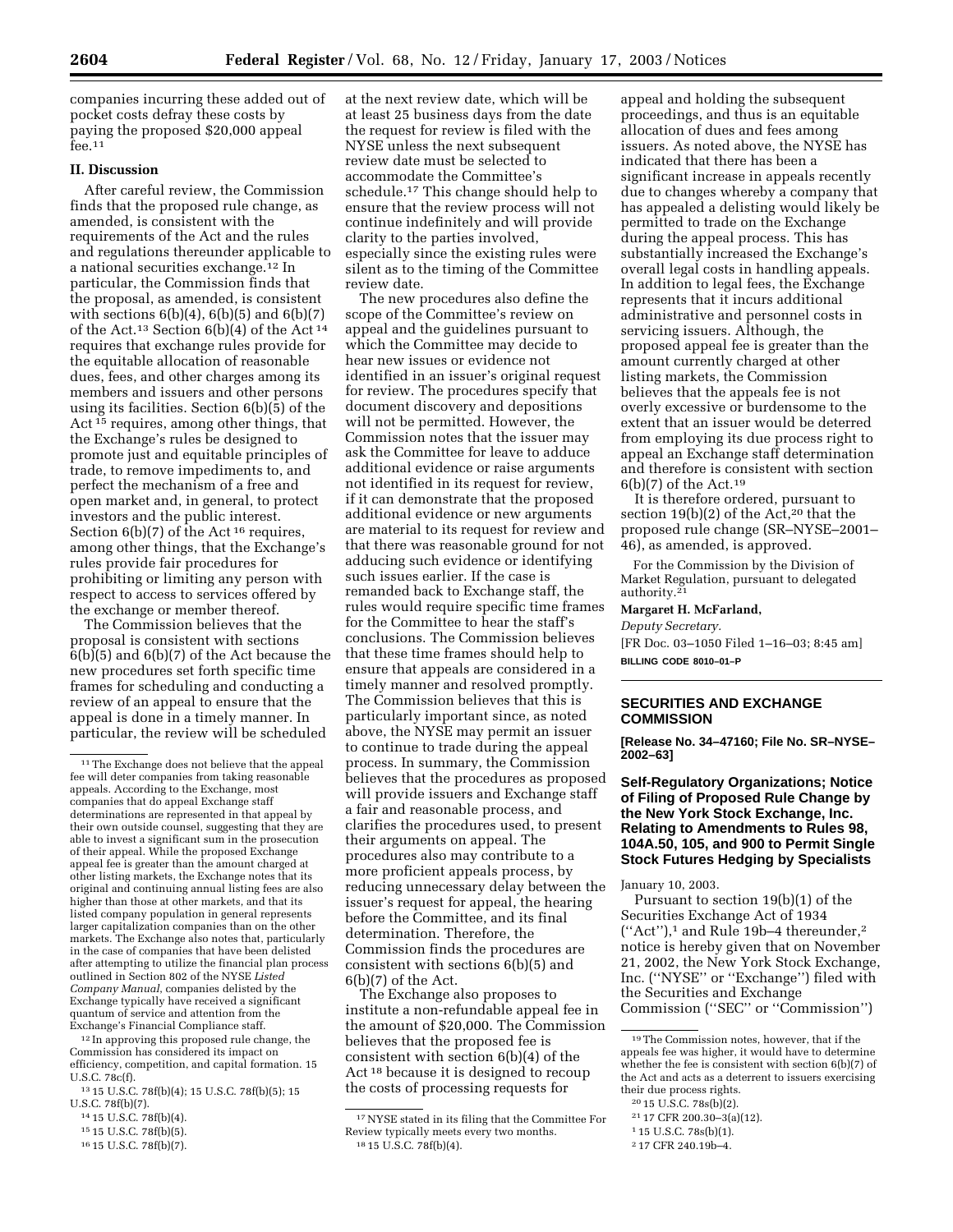companies incurring these added out of pocket costs defray these costs by paying the proposed $20,000 appeal fee.[11]

## II. Discussion

After careful review, the Commission finds that the proposed rule change, as amended, is consistent with the requirements of the Act and the rules and regulations thereunder applicable to a national securities exchange.[12] In particular, the Commission finds that the proposal, as amended, is consistent with sections 6(b)(4), 6(b)(5) and 6(b)(7) of the Act.[13] Section 6(b)(4) of the Act [14] requires that exchange rules provide for the equitable allocation of reasonable dues, fees, and other charges among its members and issuers and other persons using its facilities. Section 6(b)(5) of the Act [15] requires, among other things, that the Exchange's rules be designed to promote just and equitable principles of trade, to remove impediments to, and perfect the mechanism of a free and open market and, in general, to protect investors and the public interest. Section 6(b)(7) of the Act [16] requires, among other things, that the Exchange's rules provide fair procedures for prohibiting or limiting any person with respect to access to services offered by the exchange or member thereof.

The Commission believes that the proposal is consistent with sections 6(b)(5) and 6(b)(7) of the Act because the new procedures set forth specific time frames for scheduling and conducting a review of an appeal to ensure that the appeal is done in a timely manner. In particular, the review will be scheduled at the next review date, which will be at least 25 business days from the date the request for review is filed with the NYSE unless the next subsequent review date must be selected to accommodate the Committee's schedule.[17] This change should help to ensure that the review process will not continue indefinitely and will provide clarity to the parties involved, especially since the existing rules were silent as to the timing of the Committee review date.

The new procedures also define the scope of the Committee's review on appeal and the guidelines pursuant to which the Committee may decide to hear new issues or evidence not identified in an issuer's original request for review. The procedures specify that document discovery and depositions will not be permitted. However, the Commission notes that the issuer may ask the Committee for leave to adduce additional evidence or raise arguments not identified in its request for review, if it can demonstrate that the proposed additional evidence or new arguments are material to its request for review and that there was reasonable ground for not adducing such evidence or identifying such issues earlier. If the case is remanded back to Exchange staff, the rules would require specific time frames for the Committee to hear the staff's conclusions. The Commission believes that these time frames should help to ensure that appeals are considered in a timely manner and resolved promptly. The Commission believes that this is particularly important since, as noted above, the NYSE may permit an issuer to continue to trade during the appeal process. In summary, the Commission believes that the procedures as proposed will provide issuers and Exchange staff a fair and reasonable process, and clarifies the procedures used, to present their arguments on appeal. The procedures also may contribute to a more proficient appeals process, by reducing unnecessary delay between the issuer's request for appeal, the hearing before the Committee, and its final determination. Therefore, the Commission finds the procedures are consistent with sections 6(b)(5) and 6(b)(7) of the Act.

The Exchange also proposes to institute a non-refundable appeal fee in the amount of $20,000. The Commission believes that the proposed fee is consistent with section 6(b)(4) of the Act [18] because it is designed to recoup the costs of processing requests for appeal and holding the subsequent proceedings, and thus is an equitable allocation of dues and fees among issuers. As noted above, the NYSE has indicated that there has been a significant increase in appeals recently due to changes whereby a company that has appealed a delisting would likely be permitted to trade on the Exchange during the appeal process. This has substantially increased the Exchange's overall legal costs in handling appeals. In addition to legal fees, the Exchange represents that it incurs additional administrative and personnel costs in servicing issuers. Although, the proposed appeal fee is greater than the amount currently charged at other listing markets, the Commission believes that the appeals fee is not overly excessive or burdensome to the extent that an issuer would be deterred from employing its due process right to appeal an Exchange staff determination and therefore is consistent with section 6(b)(7) of the Act.[19]

It is therefore ordered, pursuant to section 19(b)(2) of the Act,[20] that the proposed rule change (SR–NYSE–2001–46), as amended, is approved.

For the Commission by the Division of Market Regulation, pursuant to delegated authority.[21]

**Margaret H. McFarland,**

*Deputy Secretary.*

[FR Doc. 03–1050 Filed 1–16–03; 8:45 am]

**BILLING CODE 8010–01–P**

[11] The Exchange does not believe that the appeal fee will deter companies from taking reasonable appeals. According to the Exchange, most companies that do appeal Exchange staff determinations are represented in that appeal by their own outside counsel, suggesting that they are able to invest a significant sum in the prosecution of their appeal. While the proposed Exchange appeal fee is greater than the amount charged at other listing markets, the Exchange notes that its original and continuing annual listing fees are also higher than those at other markets, and that its listed company population in general represents larger capitalization companies than on the other markets. The Exchange also notes that, particularly in the case of companies that have been delisted after attempting to utilize the financial plan process outlined in Section 802 of the NYSE *Listed Company Manual*, companies delisted by the Exchange typically have received a significant quantum of service and attention from the Exchange's Financial Compliance staff.

[12] In approving this proposed rule change, the Commission has considered its impact on efficiency, competition, and capital formation. 15 U.S.C. 78c(f).

[13] 15 U.S.C. 78f(b)(4); 15 U.S.C. 78f(b)(5); 15 U.S.C. 78f(b)(7).

[14] 15 U.S.C. 78f(b)(4).

[15] 15 U.S.C. 78f(b)(5).

[16] 15 U.S.C. 78f(b)(7).

[17] NYSE stated in its filing that the Committee For Review typically meets every two months.

[18] 15 U.S.C. 78f(b)(4).

[19] The Commission notes, however, that if the appeals fee was higher, it would have to determine whether the fee is consistent with section 6(b)(7) of the Act and acts as a deterrent to issuers exercising their due process rights.

[20] 15 U.S.C. 78s(b)(2).

[21] 17 CFR 200.30–3(a)(12).

## SECURITIES AND EXCHANGE COMMISSION

**[Release No. 34–47160; File No. SR–NYSE–2002–63]**

### Self-Regulatory Organizations; Notice of Filing of Proposed Rule Change by the New York Stock Exchange, Inc. Relating to Amendments to Rules 98, 104A.50, 105, and 900 to Permit Single Stock Futures Hedging by Specialists

January 10, 2003.

Pursuant to section 19(b)(1) of the Securities Exchange Act of 1934 (''Act''),[1] and Rule 19b–4 thereunder,[2] notice is hereby given that on November 21, 2002, the New York Stock Exchange, Inc. (''NYSE'' or ''Exchange'') filed with the Securities and Exchange Commission (''SEC'' or ''Commission'')

[1] 15 U.S.C. 78s(b)(1).

[2] 17 CFR 240.19b–4.